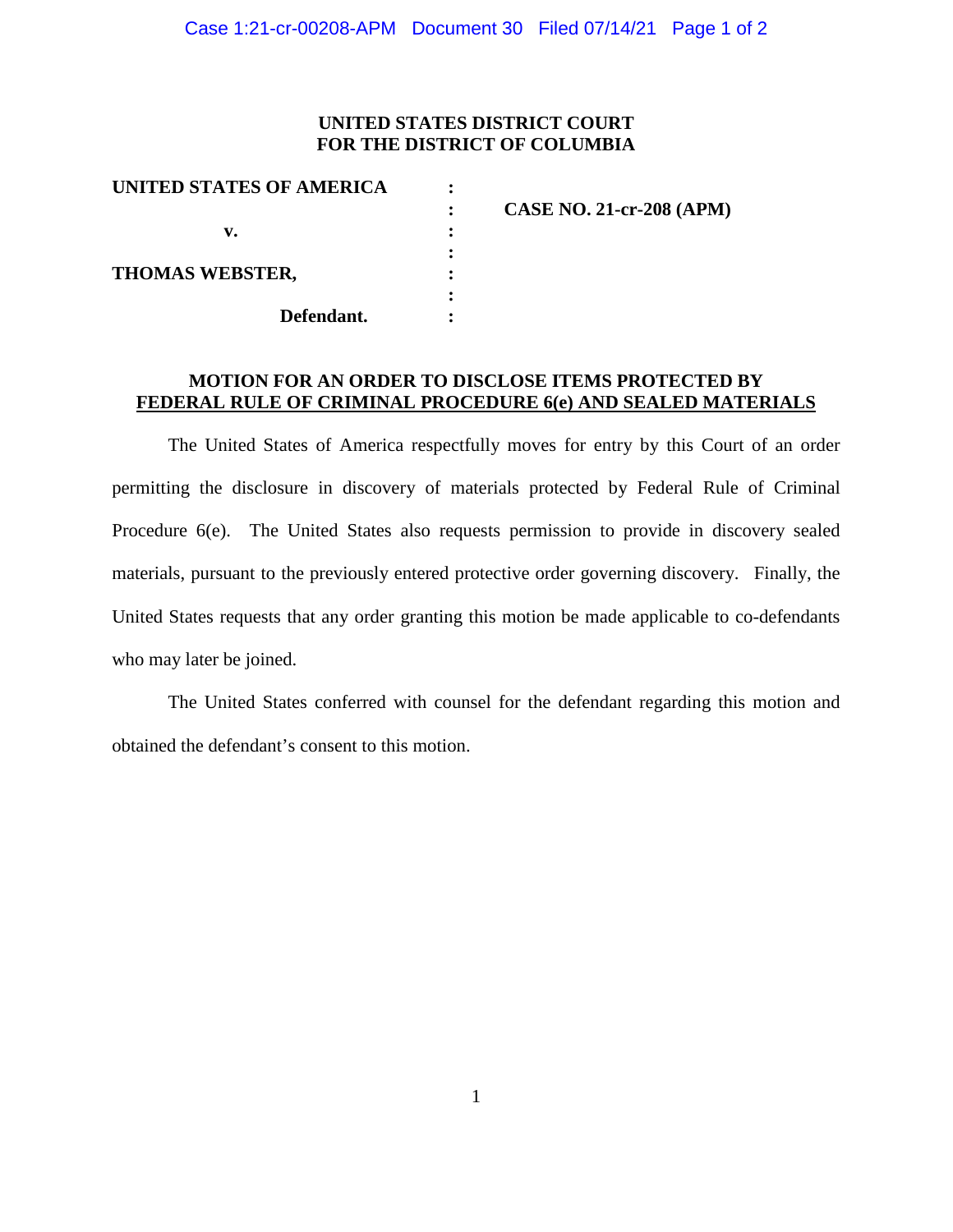**UNITED STATES DISTRICT COURT**
**FOR THE DISTRICT OF COLUMBIA**

| | | |
|---|---|---|
| **UNITED STATES OF AMERICA** | : | |
| | : | **CASE NO. 21-cr-208 (APM)** |
| **v.** | : | |
| | : | |
| **THOMAS WEBSTER,** | : | |
| | : | |
| **Defendant.** | : | |

**MOTION FOR AN ORDER TO DISCLOSE ITEMS PROTECTED BY FEDERAL RULE OF CRIMINAL PROCEDURE 6(e) AND SEALED MATERIALS**

The United States of America respectfully moves for entry by this Court of an order permitting the disclosure in discovery of materials protected by Federal Rule of Criminal Procedure 6(e). The United States also requests permission to provide in discovery sealed materials, pursuant to the previously entered protective order governing discovery. Finally, the United States requests that any order granting this motion be made applicable to co-defendants who may later be joined.

The United States conferred with counsel for the defendant regarding this motion and obtained the defendant's consent to this motion.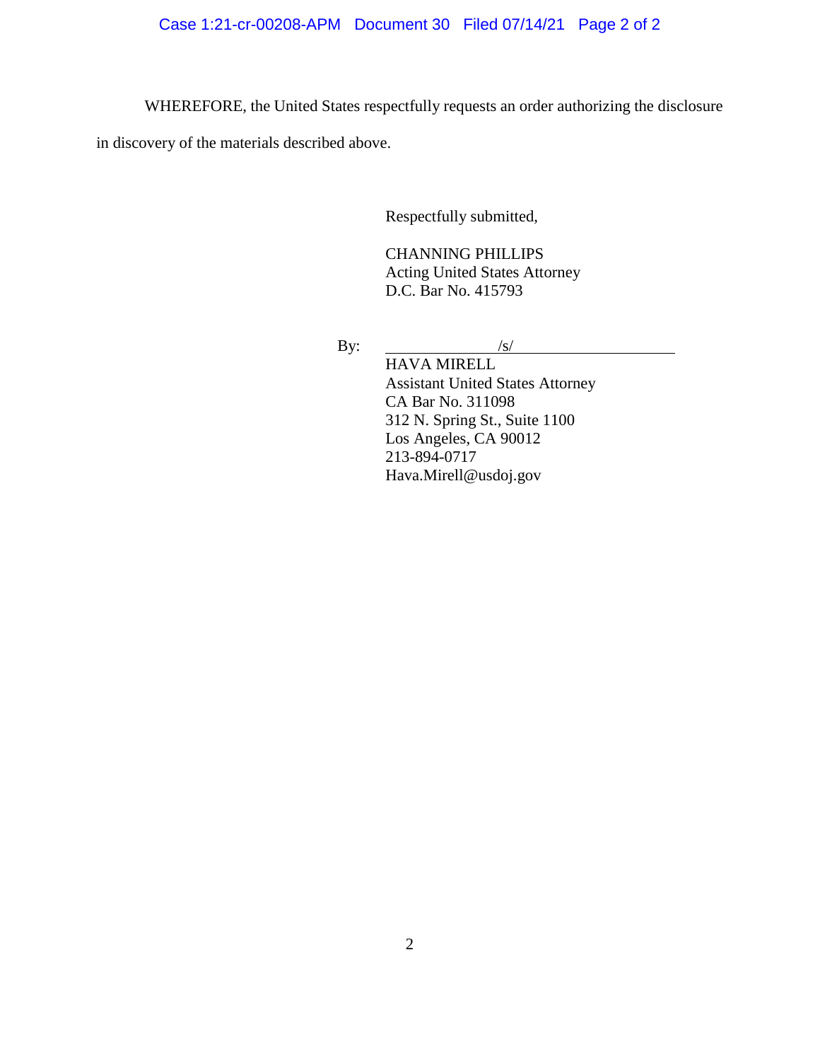WHEREFORE, the United States respectfully requests an order authorizing the disclosure in discovery of the materials described above.

Respectfully submitted,

CHANNING PHILLIPS
Acting United States Attorney
D.C. Bar No. 415793

By: /s/
HAVA MIRELL
Assistant United States Attorney
CA Bar No. 311098
312 N. Spring St., Suite 1100
Los Angeles, CA 90012
213-894-0717
Hava.Mirell@usdoj.gov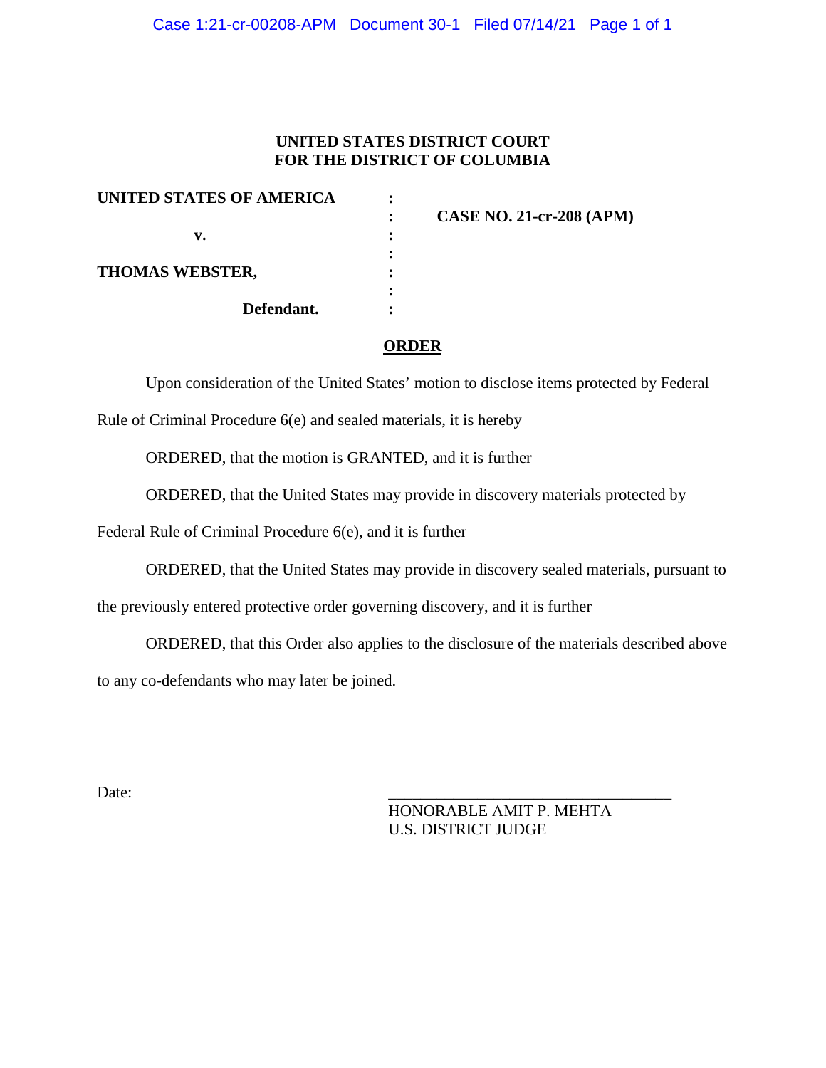**UNITED STATES DISTRICT COURT**
**FOR THE DISTRICT OF COLUMBIA**

| | | |
|---|---|---|
| **UNITED STATES OF AMERICA** | : | |
| | : | **CASE NO. 21-cr-208 (APM)** |
| **v.** | : | |
| | : | |
| **THOMAS WEBSTER,** | : | |
| | : | |
| **Defendant.** | : | |

**ORDER**

Upon consideration of the United States' motion to disclose items protected by Federal Rule of Criminal Procedure 6(e) and sealed materials, it is hereby

ORDERED, that the motion is GRANTED, and it is further

ORDERED, that the United States may provide in discovery materials protected by Federal Rule of Criminal Procedure 6(e), and it is further

ORDERED, that the United States may provide in discovery sealed materials, pursuant to the previously entered protective order governing discovery, and it is further

ORDERED, that this Order also applies to the disclosure of the materials described above to any co-defendants who may later be joined.

Date:

_________________________________
HONORABLE AMIT P. MEHTA
U.S. DISTRICT JUDGE